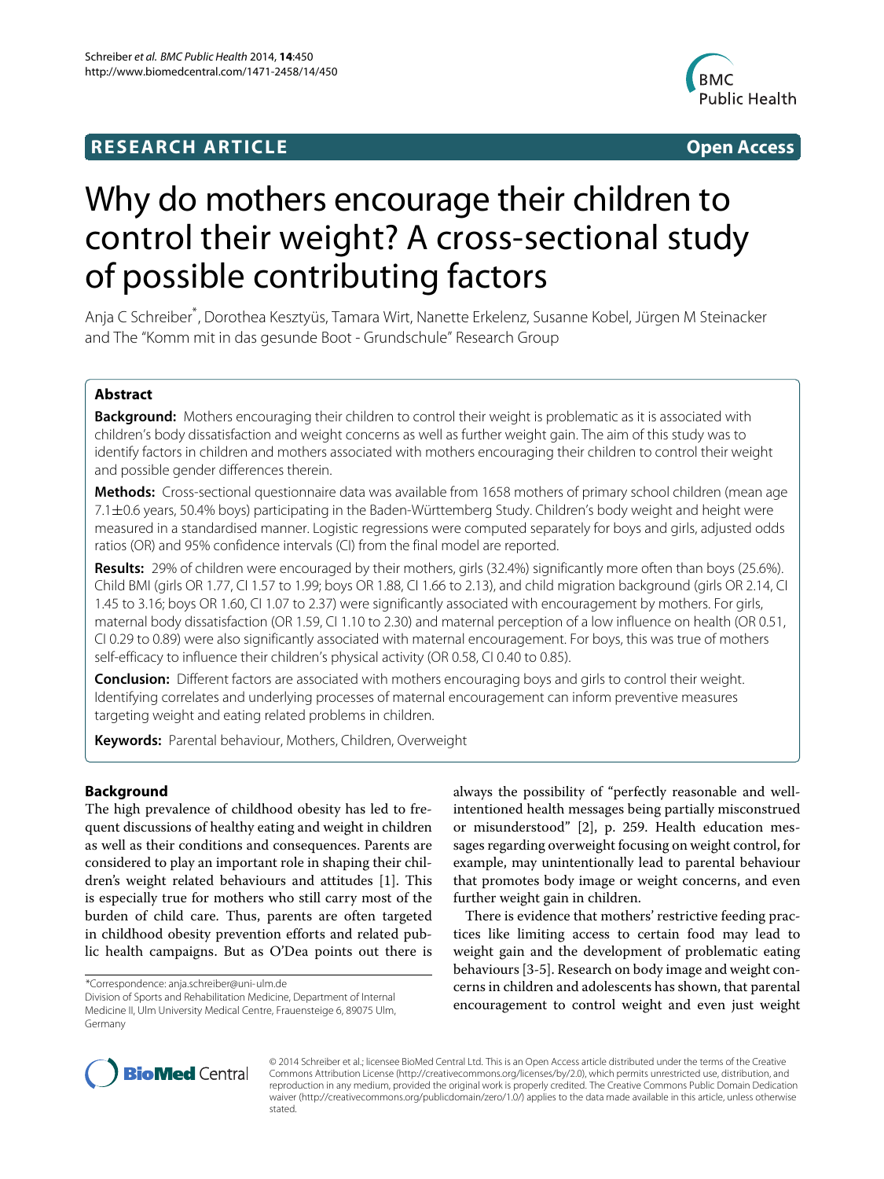**RESEARCH ARTICLE** **Open Access**

# Why do mothers encourage their children to control their weight? A cross-sectional study of possible contributing factors

Anja C Schreiber*, Dorothea Kesztyüs, Tamara Wirt, Nanette Erkelenz, Susanne Kobel, Jürgen M Steinacker and The "Komm mit in das gesunde Boot - Grundschule" Research Group

## Abstract

**Background:** Mothers encouraging their children to control their weight is problematic as it is associated with children's body dissatisfaction and weight concerns as well as further weight gain. The aim of this study was to identify factors in children and mothers associated with mothers encouraging their children to control their weight and possible gender differences therein.

**Methods:** Cross-sectional questionnaire data was available from 1658 mothers of primary school children (mean age 7.1±0.6 years, 50.4% boys) participating in the Baden-Württemberg Study. Children's body weight and height were measured in a standardised manner. Logistic regressions were computed separately for boys and girls, adjusted odds ratios (OR) and 95% confidence intervals (CI) from the final model are reported.

**Results:** 29% of children were encouraged by their mothers, girls (32.4%) significantly more often than boys (25.6%). Child BMI (girls OR 1.77, CI 1.57 to 1.99; boys OR 1.88, CI 1.66 to 2.13), and child migration background (girls OR 2.14, CI 1.45 to 3.16; boys OR 1.60, CI 1.07 to 2.37) were significantly associated with encouragement by mothers. For girls, maternal body dissatisfaction (OR 1.59, CI 1.10 to 2.30) and maternal perception of a low influence on health (OR 0.51, CI 0.29 to 0.89) were also significantly associated with maternal encouragement. For boys, this was true of mothers self-efficacy to influence their children's physical activity (OR 0.58, CI 0.40 to 0.85).

**Conclusion:** Different factors are associated with mothers encouraging boys and girls to control their weight. Identifying correlates and underlying processes of maternal encouragement can inform preventive measures targeting weight and eating related problems in children.

**Keywords:** Parental behaviour, Mothers, Children, Overweight

## Background

The high prevalence of childhood obesity has led to frequent discussions of healthy eating and weight in children as well as their conditions and consequences. Parents are considered to play an important role in shaping their children's weight related behaviours and attitudes [1]. This is especially true for mothers who still carry most of the burden of child care. Thus, parents are often targeted in childhood obesity prevention efforts and related public health campaigns. But as O'Dea points out there is always the possibility of "perfectly reasonable and well-intentioned health messages being partially misconstrued or misunderstood" [2], p. 259. Health education messages regarding overweight focusing on weight control, for example, may unintentionally lead to parental behaviour that promotes body image or weight concerns, and even further weight gain in children.

There is evidence that mothers' restrictive feeding practices like limiting access to certain food may lead to weight gain and the development of problematic eating behaviours [3-5]. Research on body image and weight concerns in children and adolescents has shown, that parental encouragement to control weight and even just weight

*Correspondence: anja.schreiber@uni-ulm.de
Division of Sports and Rehabilitation Medicine, Department of Internal Medicine II, Ulm University Medical Centre, Frauensteige 6, 89075 Ulm, Germany

© 2014 Schreiber et al.; licensee BioMed Central Ltd. This is an Open Access article distributed under the terms of the Creative Commons Attribution License (http://creativecommons.org/licenses/by/2.0), which permits unrestricted use, distribution, and reproduction in any medium, provided the original work is properly credited. The Creative Commons Public Domain Dedication waiver (http://creativecommons.org/publicdomain/zero/1.0/) applies to the data made available in this article, unless otherwise stated.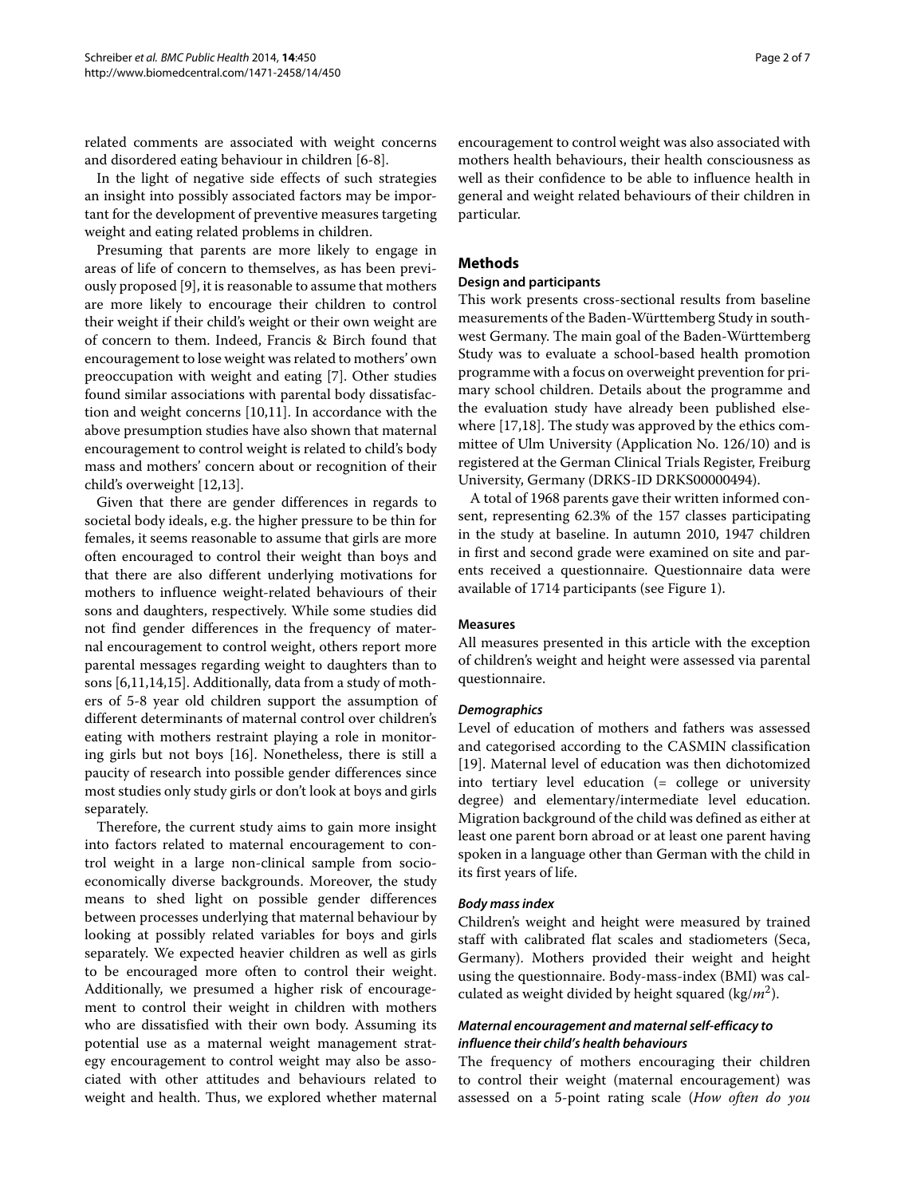related comments are associated with weight concerns and disordered eating behaviour in children [6-8].

In the light of negative side effects of such strategies an insight into possibly associated factors may be important for the development of preventive measures targeting weight and eating related problems in children.

Presuming that parents are more likely to engage in areas of life of concern to themselves, as has been previously proposed [9], it is reasonable to assume that mothers are more likely to encourage their children to control their weight if their child's weight or their own weight are of concern to them. Indeed, Francis & Birch found that encouragement to lose weight was related to mothers' own preoccupation with weight and eating [7]. Other studies found similar associations with parental body dissatisfaction and weight concerns [10,11]. In accordance with the above presumption studies have also shown that maternal encouragement to control weight is related to child's body mass and mothers' concern about or recognition of their child's overweight [12,13].

Given that there are gender differences in regards to societal body ideals, e.g. the higher pressure to be thin for females, it seems reasonable to assume that girls are more often encouraged to control their weight than boys and that there are also different underlying motivations for mothers to influence weight-related behaviours of their sons and daughters, respectively. While some studies did not find gender differences in the frequency of maternal encouragement to control weight, others report more parental messages regarding weight to daughters than to sons [6,11,14,15]. Additionally, data from a study of mothers of 5-8 year old children support the assumption of different determinants of maternal control over children's eating with mothers restraint playing a role in monitoring girls but not boys [16]. Nonetheless, there is still a paucity of research into possible gender differences since most studies only study girls or don't look at boys and girls separately.

Therefore, the current study aims to gain more insight into factors related to maternal encouragement to control weight in a large non-clinical sample from socio-economically diverse backgrounds. Moreover, the study means to shed light on possible gender differences between processes underlying that maternal behaviour by looking at possibly related variables for boys and girls separately. We expected heavier children as well as girls to be encouraged more often to control their weight. Additionally, we presumed a higher risk of encouragement to control their weight in children with mothers who are dissatisfied with their own body. Assuming its potential use as a maternal weight management strategy encouragement to control weight may also be associated with other attitudes and behaviours related to weight and health. Thus, we explored whether maternal encouragement to control weight was also associated with mothers health behaviours, their health consciousness as well as their confidence to be able to influence health in general and weight related behaviours of their children in particular.

## Methods

### Design and participants

This work presents cross-sectional results from baseline measurements of the Baden-Württemberg Study in southwest Germany. The main goal of the Baden-Württemberg Study was to evaluate a school-based health promotion programme with a focus on overweight prevention for primary school children. Details about the programme and the evaluation study have already been published elsewhere [17,18]. The study was approved by the ethics committee of Ulm University (Application No. 126/10) and is registered at the German Clinical Trials Register, Freiburg University, Germany (DRKS-ID DRKS00000494).

A total of 1968 parents gave their written informed consent, representing 62.3% of the 157 classes participating in the study at baseline. In autumn 2010, 1947 children in first and second grade were examined on site and parents received a questionnaire. Questionnaire data were available of 1714 participants (see Figure 1).

### Measures

All measures presented in this article with the exception of children's weight and height were assessed via parental questionnaire.

#### *Demographics*

Level of education of mothers and fathers was assessed and categorised according to the CASMIN classification [19]. Maternal level of education was then dichotomized into tertiary level education (= college or university degree) and elementary/intermediate level education. Migration background of the child was defined as either at least one parent born abroad or at least one parent having spoken in a language other than German with the child in its first years of life.

#### *Body mass index*

Children's weight and height were measured by trained staff with calibrated flat scales and stadiometers (Seca, Germany). Mothers provided their weight and height using the questionnaire. Body-mass-index (BMI) was calculated as weight divided by height squared (kg/$m^2$).

#### *Maternal encouragement and maternal self-efficacy to influence their child's health behaviours*

The frequency of mothers encouraging their children to control their weight (maternal encouragement) was assessed on a 5-point rating scale (*How often do you*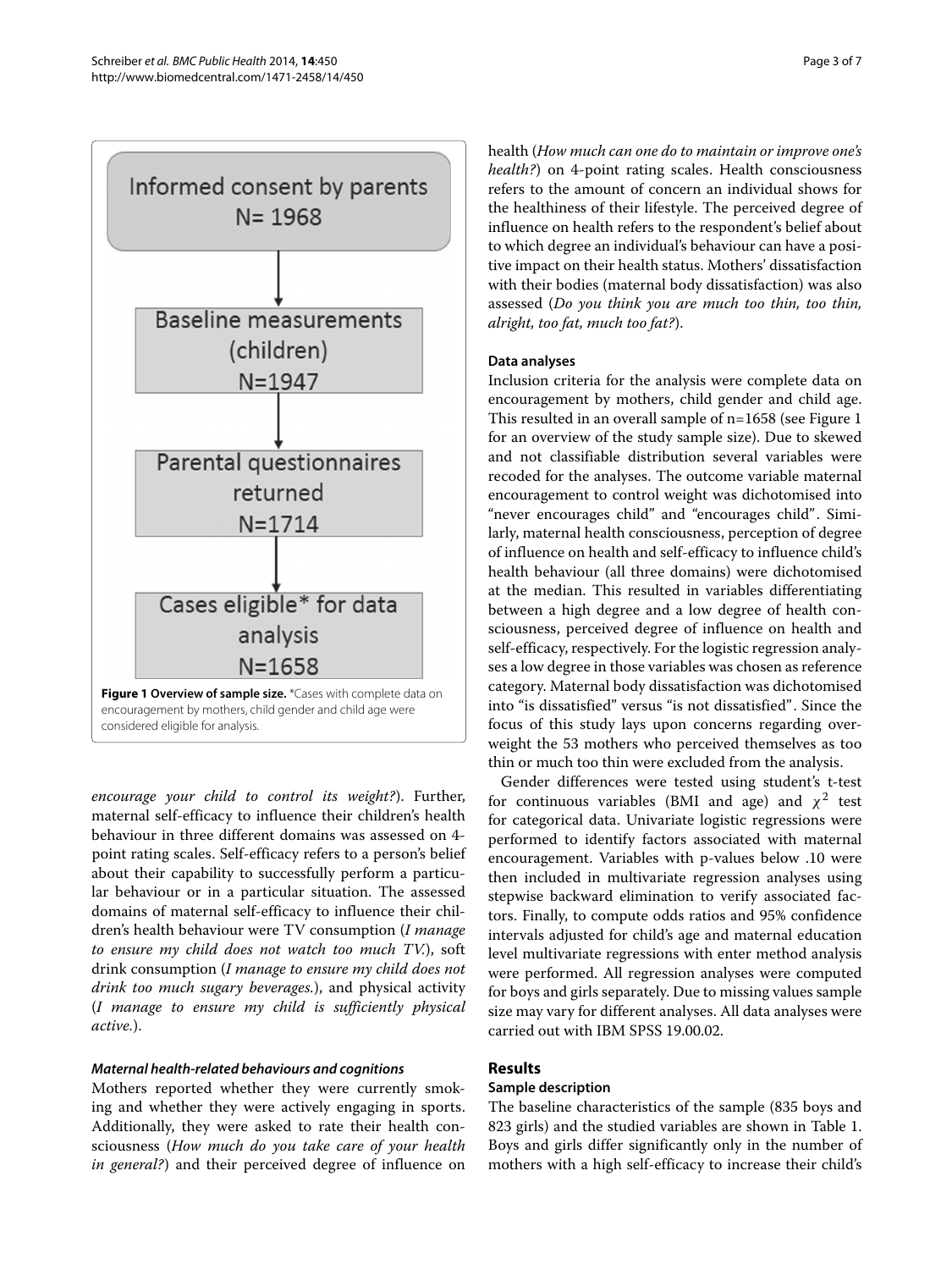Informed consent by parents
N= 1968

Baseline measurements (children)
N=1947

Parental questionnaires returned
N=1714

Cases eligible* for data analysis
N=1658

**Figure 1 Overview of sample size.** *Cases with complete data on encouragement by mothers, child gender and child age were considered eligible for analysis.

*encourage your child to control its weight?*). Further, maternal self-efficacy to influence their children's health behaviour in three different domains was assessed on 4-point rating scales. Self-efficacy refers to a person's belief about their capability to successfully perform a particular behaviour or in a particular situation. The assessed domains of maternal self-efficacy to influence their children's health behaviour were TV consumption (*I manage to ensure my child does not watch too much TV.*), soft drink consumption (*I manage to ensure my child does not drink too much sugary beverages.*), and physical activity (*I manage to ensure my child is sufficiently physical active.*).

#### *Maternal health-related behaviours and cognitions*

Mothers reported whether they were currently smoking and whether they were actively engaging in sports. Additionally, they were asked to rate their health consciousness (*How much do you take care of your health in general?*) and their perceived degree of influence on health (*How much can one do to maintain or improve one's health?*) on 4-point rating scales. Health consciousness refers to the amount of concern an individual shows for the healthiness of their lifestyle. The perceived degree of influence on health refers to the respondent's belief about to which degree an individual's behaviour can have a positive impact on their health status. Mothers' dissatisfaction with their bodies (maternal body dissatisfaction) was also assessed (*Do you think you are much too thin, too thin, alright, too fat, much too fat?*).

### Data analyses

Inclusion criteria for the analysis were complete data on encouragement by mothers, child gender and child age. This resulted in an overall sample of n=1658 (see Figure 1 for an overview of the study sample size). Due to skewed and not classifiable distribution several variables were recoded for the analyses. The outcome variable maternal encouragement to control weight was dichotomised into "never encourages child" and "encourages child". Similarly, maternal health consciousness, perception of degree of influence on health and self-efficacy to influence child's health behaviour (all three domains) were dichotomised at the median. This resulted in variables differentiating between a high degree and a low degree of health consciousness, perceived degree of influence on health and self-efficacy, respectively. For the logistic regression analyses a low degree in those variables was chosen as reference category. Maternal body dissatisfaction was dichotomised into "is dissatisfied" versus "is not dissatisfied". Since the focus of this study lays upon concerns regarding overweight the 53 mothers who perceived themselves as too thin or much too thin were excluded from the analysis.

Gender differences were tested using student's t-test for continuous variables (BMI and age) and $\chi^2$ test for categorical data. Univariate logistic regressions were performed to identify factors associated with maternal encouragement. Variables with p-values below .10 were then included in multivariate regression analyses using stepwise backward elimination to verify associated factors. Finally, to compute odds ratios and 95% confidence intervals adjusted for child's age and maternal education level multivariate regressions with enter method analysis were performed. All regression analyses were computed for boys and girls separately. Due to missing values sample size may vary for different analyses. All data analyses were carried out with IBM SPSS 19.00.02.

## Results

### Sample description

The baseline characteristics of the sample (835 boys and 823 girls) and the studied variables are shown in Table 1. Boys and girls differ significantly only in the number of mothers with a high self-efficacy to increase their child's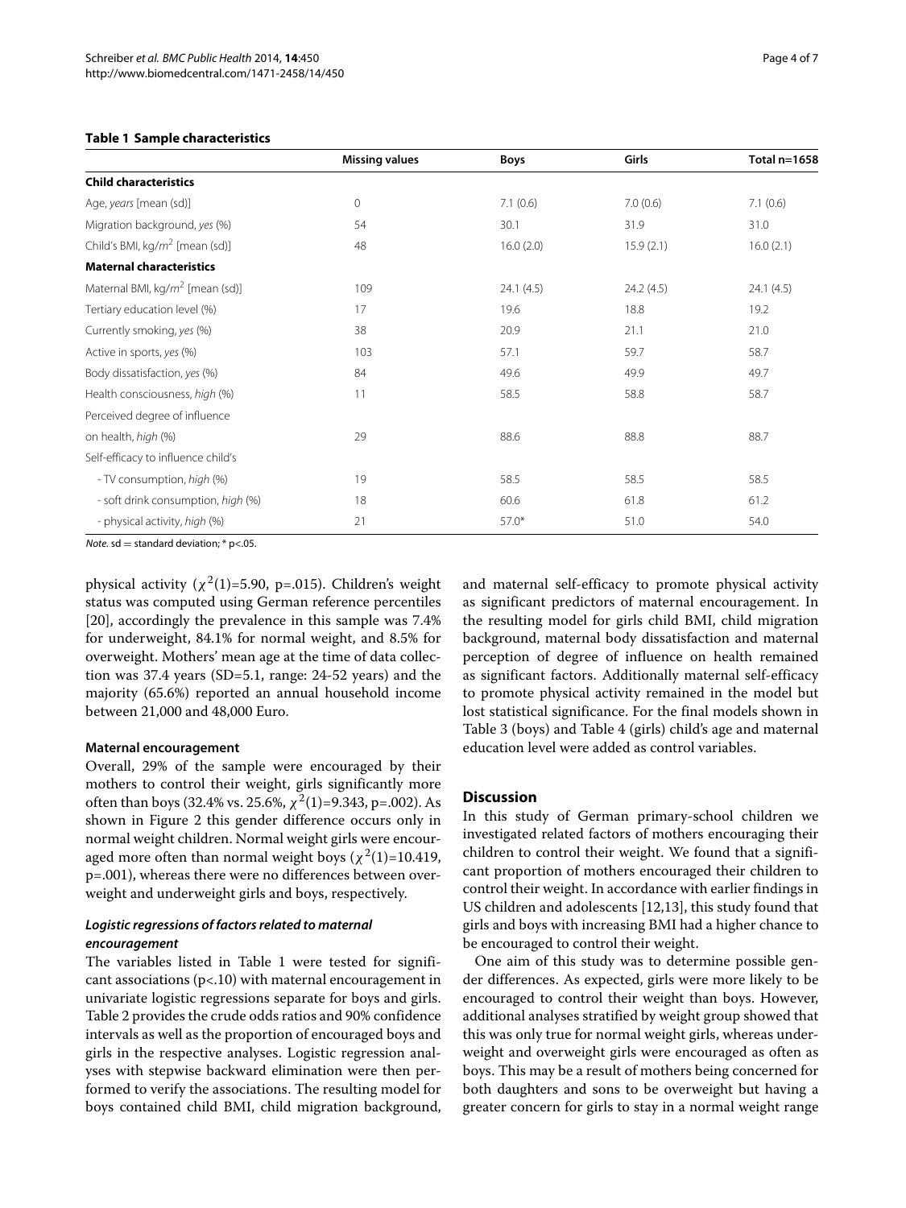**Table 1 Sample characteristics**

| | Missing values | Boys | Girls | Total n=1658 |
|---|---|---|---|---|
| **Child characteristics** | | | | |
| Age, *years* [mean (sd)] | 0 | 7.1 (0.6) | 7.0 (0.6) | 7.1 (0.6) |
| Migration background, *yes* (%) | 54 | 30.1 | 31.9 | 31.0 |
| Child's BMI, kg/$m^2$ [mean (sd)] | 48 | 16.0 (2.0) | 15.9 (2.1) | 16.0 (2.1) |
| **Maternal characteristics** | | | | |
| Maternal BMI, kg/$m^2$ [mean (sd)] | 109 | 24.1 (4.5) | 24.2 (4.5) | 24.1 (4.5) |
| Tertiary education level (%) | 17 | 19.6 | 18.8 | 19.2 |
| Currently smoking, *yes* (%) | 38 | 20.9 | 21.1 | 21.0 |
| Active in sports, *yes* (%) | 103 | 57.1 | 59.7 | 58.7 |
| Body dissatisfaction, *yes* (%) | 84 | 49.6 | 49.9 | 49.7 |
| Health consciousness, *high* (%) | 11 | 58.5 | 58.8 | 58.7 |
| Perceived degree of influence on health, *high* (%) | 29 | 88.6 | 88.8 | 88.7 |
| Self-efficacy to influence child's | | | | |
| - TV consumption, *high* (%) | 19 | 58.5 | 58.5 | 58.5 |
| - soft drink consumption, *high* (%) | 18 | 60.6 | 61.8 | 61.2 |
| - physical activity, *high* (%) | 21 | 57.0* | 51.0 | 54.0 |

*Note.* sd = standard deviation; * p<.05.

physical activity ($\chi^2(1)$=5.90, p=.015). Children's weight status was computed using German reference percentiles [20], accordingly the prevalence in this sample was 7.4% for underweight, 84.1% for normal weight, and 8.5% for overweight. Mothers' mean age at the time of data collection was 37.4 years (SD=5.1, range: 24-52 years) and the majority (65.6%) reported an annual household income between 21,000 and 48,000 Euro.

#### Maternal encouragement

Overall, 29% of the sample were encouraged by their mothers to control their weight, girls significantly more often than boys (32.4% vs. 25.6%, $\chi^2(1)$=9.343, p=.002). As shown in Figure 2 this gender difference occurs only in normal weight children. Normal weight girls were encouraged more often than normal weight boys ($\chi^2(1)$=10.419, p=.001), whereas there were no differences between overweight and underweight girls and boys, respectively.

#### *Logistic regressions of factors related to maternal encouragement*

The variables listed in Table 1 were tested for significant associations (p<.10) with maternal encouragement in univariate logistic regressions separate for boys and girls. Table 2 provides the crude odds ratios and 90% confidence intervals as well as the proportion of encouraged boys and girls in the respective analyses. Logistic regression analyses with stepwise backward elimination were then performed to verify the associations. The resulting model for boys contained child BMI, child migration background, and maternal self-efficacy to promote physical activity as significant predictors of maternal encouragement. In the resulting model for girls child BMI, child migration background, maternal body dissatisfaction and maternal perception of degree of influence on health remained as significant factors. Additionally maternal self-efficacy to promote physical activity remained in the model but lost statistical significance. For the final models shown in Table 3 (boys) and Table 4 (girls) child's age and maternal education level were added as control variables.

## Discussion

In this study of German primary-school children we investigated related factors of mothers encouraging their children to control their weight. We found that a significant proportion of mothers encouraged their children to control their weight. In accordance with earlier findings in US children and adolescents [12,13], this study found that girls and boys with increasing BMI had a higher chance to be encouraged to control their weight.

One aim of this study was to determine possible gender differences. As expected, girls were more likely to be encouraged to control their weight than boys. However, additional analyses stratified by weight group showed that this was only true for normal weight girls, whereas underweight and overweight girls were encouraged as often as boys. This may be a result of mothers being concerned for both daughters and sons to be overweight but having a greater concern for girls to stay in a normal weight range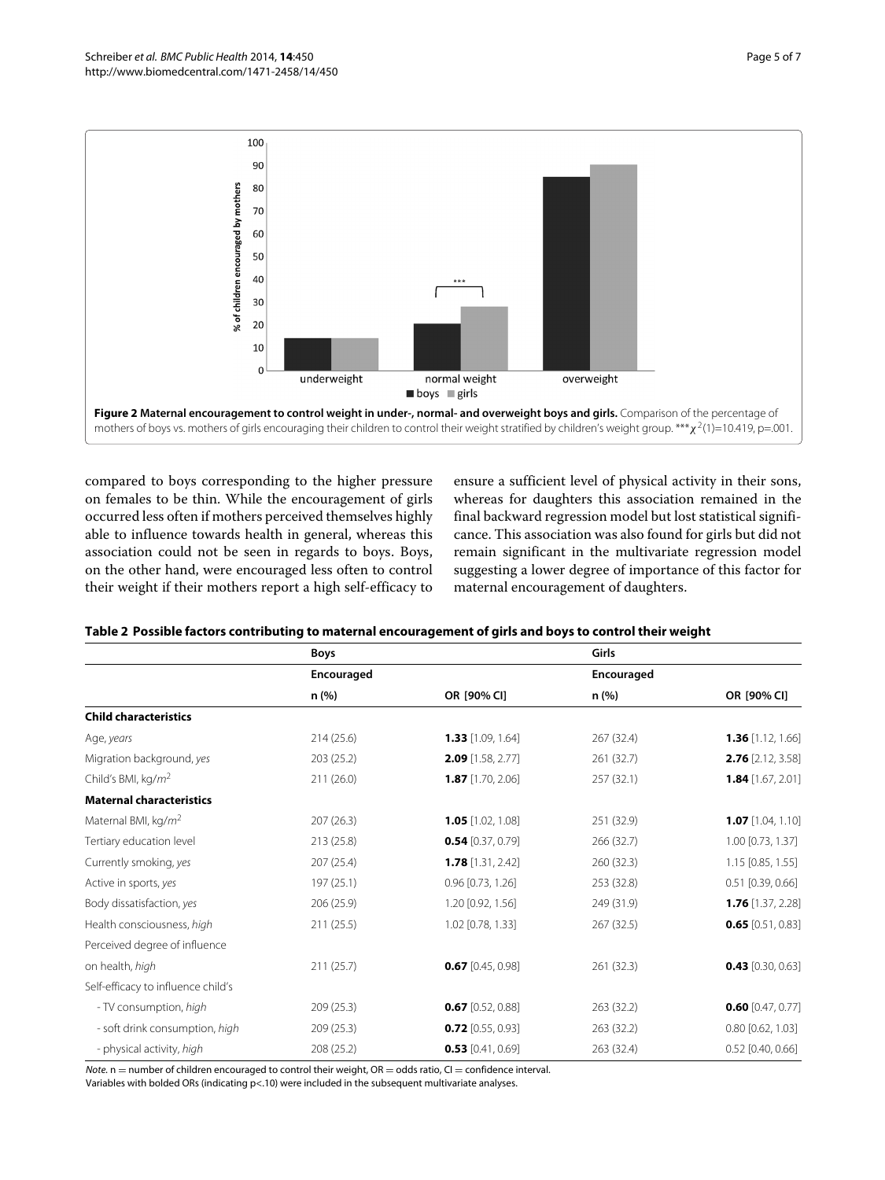**Figure 2 Maternal encouragement to control weight in under-, normal- and overweight boys and girls.** Comparison of the percentage of mothers of boys vs. mothers of girls encouraging their children to control their weight stratified by children's weight group. *** $\chi^2(1)=10.419$, p=.001.

compared to boys corresponding to the higher pressure on females to be thin. While the encouragement of girls occurred less often if mothers perceived themselves highly able to influence towards health in general, whereas this association could not be seen in regards to boys. Boys, on the other hand, were encouraged less often to control their weight if their mothers report a high self-efficacy to ensure a sufficient level of physical activity in their sons, whereas for daughters this association remained in the final backward regression model but lost statistical significance. This association was also found for girls but did not remain significant in the multivariate regression model suggesting a lower degree of importance of this factor for maternal encouragement of daughters.

**Table 2 Possible factors contributing to maternal encouragement of girls and boys to control their weight**

| | Boys | | Girls | |
|---|---|---|---|---|
| | Encouraged | | Encouraged | |
| | n (%) | OR [90% CI] | n (%) | OR [90% CI] |
| **Child characteristics** | | | | |
| Age, *years* | 214 (25.6) | **1.33** [1.09, 1.64] | 267 (32.4) | **1.36** [1.12, 1.66] |
| Migration background, *yes* | 203 (25.2) | **2.09** [1.58, 2.77] | 261 (32.7) | **2.76** [2.12, 3.58] |
| Child's BMI, kg/$m^2$ | 211 (26.0) | **1.87** [1.70, 2.06] | 257 (32.1) | **1.84** [1.67, 2.01] |
| **Maternal characteristics** | | | | |
| Maternal BMI, kg/$m^2$ | 207 (26.3) | **1.05** [1.02, 1.08] | 251 (32.9) | **1.07** [1.04, 1.10] |
| Tertiary education level | 213 (25.8) | **0.54** [0.37, 0.79] | 266 (32.7) | 1.00 [0.73, 1.37] |
| Currently smoking, *yes* | 207 (25.4) | **1.78** [1.31, 2.42] | 260 (32.3) | 1.15 [0.85, 1.55] |
| Active in sports, *yes* | 197 (25.1) | 0.96 [0.73, 1.26] | 253 (32.8) | 0.51 [0.39, 0.66] |
| Body dissatisfaction, *yes* | 206 (25.9) | 1.20 [0.92, 1.56] | 249 (31.9) | **1.76** [1.37, 2.28] |
| Health consciousness, *high* | 211 (25.5) | 1.02 [0.78, 1.33] | 267 (32.5) | **0.65** [0.51, 0.83] |
| Perceived degree of influence on health, *high* | 211 (25.7) | **0.67** [0.45, 0.98] | 261 (32.3) | **0.43** [0.30, 0.63] |
| Self-efficacy to influence child's | | | | |
| - TV consumption, *high* | 209 (25.3) | **0.67** [0.52, 0.88] | 263 (32.2) | **0.60** [0.47, 0.77] |
| - soft drink consumption, *high* | 209 (25.3) | **0.72** [0.55, 0.93] | 263 (32.2) | 0.80 [0.62, 1.03] |
| - physical activity, *high* | 208 (25.2) | **0.53** [0.41, 0.69] | 263 (32.4) | 0.52 [0.40, 0.66] |

*Note.* n = number of children encouraged to control their weight, OR = odds ratio, CI = confidence interval.
Variables with bolded ORs (indicating p<.10) were included in the subsequent multivariate analyses.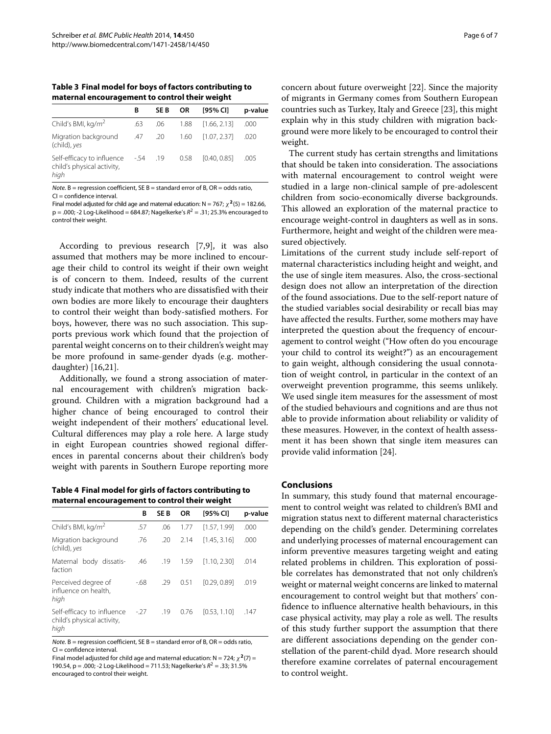**Table 3 Final model for boys of factors contributing to maternal encouragement to control their weight**

| | B | SE B | OR | [95% CI] | p-value |
|---|---|---|---|---|---|
| Child's BMI, kg/$m^2$ | .63 | .06 | 1.88 | [1.66, 2.13] | .000 |
| Migration background (child), *yes* | .47 | .20 | 1.60 | [1.07, 2.37] | .020 |
| Self-efficacy to influence child's physical activity, *high* | -.54 | .19 | 0.58 | [0.40, 0.85] | .005 |

*Note*. B = regression coefficient, SE B = standard error of B, OR = odds ratio, CI = confidence interval.
Final model adjusted for child age and maternal education: N = 767; $\chi^2(5)$ = 182.66, p = .000; -2 Log-Likelihood = 684.87; Nagelkerke's $R^2$ = .31; 25.3% encouraged to control their weight.

According to previous research [7,9], it was also assumed that mothers may be more inclined to encourage their child to control its weight if their own weight is of concern to them. Indeed, results of the current study indicate that mothers who are dissatisfied with their own bodies are more likely to encourage their daughters to control their weight than body-satisfied mothers. For boys, however, there was no such association. This supports previous work which found that the projection of parental weight concerns on to their children's weight may be more profound in same-gender dyads (e.g. mother-daughter) [16,21].

Additionally, we found a strong association of maternal encouragement with children's migration background. Children with a migration background had a higher chance of being encouraged to control their weight independent of their mothers' educational level. Cultural differences may play a role here. A large study in eight European countries showed regional differences in parental concerns about their children's body weight with parents in Southern Europe reporting more concern about future overweight [22]. Since the majority of migrants in Germany comes from Southern European countries such as Turkey, Italy and Greece [23], this might explain why in this study children with migration background were more likely to be encouraged to control their weight.

**Table 4 Final model for girls of factors contributing to maternal encouragement to control their weight**

| | B | SE B | OR | [95% CI] | p-value |
|---|---|---|---|---|---|
| Child's BMI, kg/$m^2$ | .57 | .06 | 1.77 | [1.57, 1.99] | .000 |
| Migration background (child), *yes* | .76 | .20 | 2.14 | [1.45, 3.16] | .000 |
| Maternal body dissatisfaction | .46 | .19 | 1.59 | [1.10, 2.30] | .014 |
| Perceived degree of influence on health, *high* | -.68 | .29 | 0.51 | [0.29, 0.89] | .019 |
| Self-efficacy to influence child's physical activity, *high* | -.27 | .19 | 0.76 | [0.53, 1.10] | .147 |

*Note*. B = regression coefficient, SE B = standard error of B, OR = odds ratio, CI = confidence interval.
Final model adjusted for child age and maternal education: N = 724; $\chi^2(7)$ = 190.54, p = .000; -2 Log-Likelihood = 711.53; Nagelkerke's $R^2$ = .33; 31.5% encouraged to control their weight.

The current study has certain strengths and limitations that should be taken into consideration. The associations with maternal encouragement to control weight were studied in a large non-clinical sample of pre-adolescent children from socio-economically diverse backgrounds. This allowed an exploration of the maternal practice to encourage weight-control in daughters as well as in sons. Furthermore, height and weight of the children were measured objectively.

Limitations of the current study include self-report of maternal characteristics including height and weight, and the use of single item measures. Also, the cross-sectional design does not allow an interpretation of the direction of the found associations. Due to the self-report nature of the studied variables social desirability or recall bias may have affected the results. Further, some mothers may have interpreted the question about the frequency of encouragement to control weight ("How often do you encourage your child to control its weight?") as an encouragement to gain weight, although considering the usual connotation of weight control, in particular in the context of an overweight prevention programme, this seems unlikely. We used single item measures for the assessment of most of the studied behaviours and cognitions and are thus not able to provide information about reliability or validity of these measures. However, in the context of health assessment it has been shown that single item measures can provide valid information [24].

## Conclusions

In summary, this study found that maternal encouragement to control weight was related to children's BMI and migration status next to different maternal characteristics depending on the child's gender. Determining correlates and underlying processes of maternal encouragement can inform preventive measures targeting weight and eating related problems in children. This exploration of possible correlates has demonstrated that not only children's weight or maternal weight concerns are linked to maternal encouragement to control weight but that mothers' confidence to influence alternative health behaviours, in this case physical activity, may play a role as well. The results of this study further support the assumption that there are different associations depending on the gender constellation of the parent-child dyad. More research should therefore examine correlates of paternal encouragement to control weight.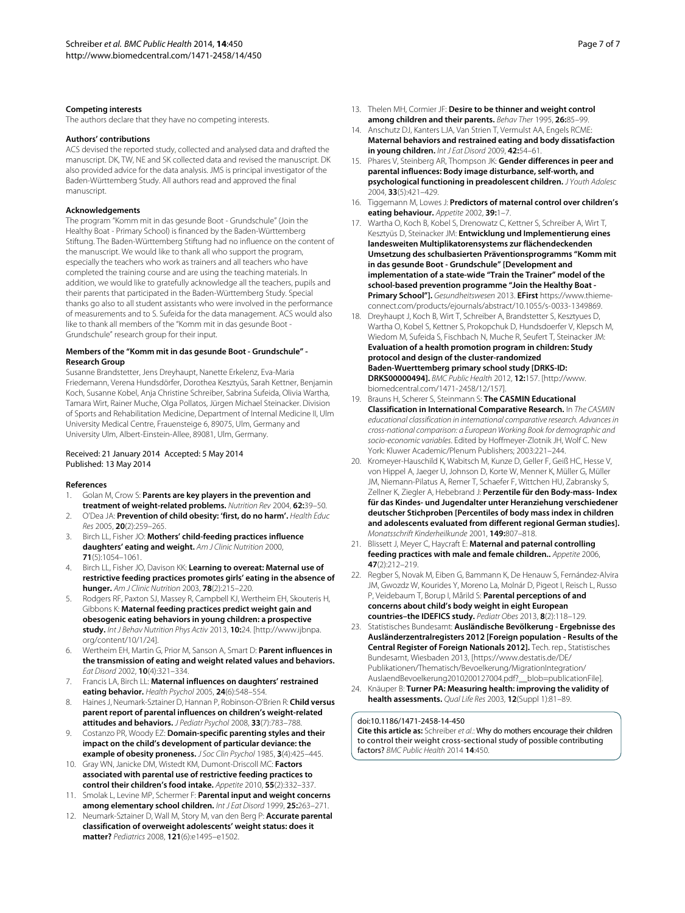### Competing interests

The authors declare that they have no competing interests.

### Authors' contributions

ACS devised the reported study, collected and analysed data and drafted the manuscript. DK, TW, NE and SK collected data and revised the manuscript. DK also provided advice for the data analysis. JMS is principal investigator of the Baden-Württemberg Study. All authors read and approved the final manuscript.

### Acknowledgements

The program "Komm mit in das gesunde Boot - Grundschule" (Join the Healthy Boat - Primary School) is financed by the Baden-Württemberg Stiftung. The Baden-Württemberg Stiftung had no influence on the content of the manuscript. We would like to thank all who support the program, especially the teachers who work as trainers and all teachers who have completed the training course and are using the teaching materials. In addition, we would like to gratefully acknowledge all the teachers, pupils and their parents that participated in the Baden-Württemberg Study. Special thanks go also to all student assistants who were involved in the performance of measurements and to S. Sufeida for the data management. ACS would also like to thank all members of the "Komm mit in das gesunde Boot - Grundschule" research group for their input.

### Members of the "Komm mit in das gesunde Boot - Grundschule" - Research Group

Susanne Brandstetter, Jens Dreyhaupt, Nanette Erkelenz, Eva-Maria Friedemann, Verena Hundsdörfer, Dorothea Kesztyüs, Sarah Kettner, Benjamin Koch, Susanne Kobel, Anja Christine Schreiber, Sabrina Sufeida, Olivia Wartha, Tamara Wirt, Rainer Muche, Olga Pollatos, Jürgen Michael Steinacker. Division of Sports and Rehabilitation Medicine, Department of Internal Medicine II, Ulm University Medical Centre, Frauensteige 6, 89075, Ulm, Germany and University Ulm, Albert-Einstein-Allee, 89081, Ulm, Germany.

Received: 21 January 2014 Accepted: 5 May 2014
Published: 13 May 2014

### References

1. Golan M, Crow S: **Parents are key players in the prevention and treatment of weight-related problems.** *Nutrition Rev* 2004, **62:**39–50.
2. O'Dea JA: **Prevention of child obesity: 'first, do no harm'.** *Health Educ Res* 2005, **20**(2):259–265.
3. Birch LL, Fisher JO: **Mothers' child-feeding practices influence daughters' eating and weight.** *Am J Clinic Nutrition* 2000, **71**(5):1054–1061.
4. Birch LL, Fisher JO, Davison KK: **Learning to overeat: Maternal use of restrictive feeding practices promotes girls' eating in the absence of hunger.** *Am J Clinic Nutrition* 2003, **78**(2):215–220.
5. Rodgers RF, Paxton SJ, Massey R, Campbell KJ, Wertheim EH, Skouteris H, Gibbons K: **Maternal feeding practices predict weight gain and obesogenic eating behaviors in young children: a prospective study.** *Int J Behav Nutrition Phys Activ* 2013, **10:**24. [http://www.ijbnpa.org/content/10/1/24].
6. Wertheim EH, Martin G, Prior M, Sanson A, Smart D: **Parent influences in the transmission of eating and weight related values and behaviors.** *Eat Disord* 2002, **10**(4):321–334.
7. Francis LA, Birch LL: **Maternal influences on daughters' restrained eating behavior.** *Health Psychol* 2005, **24**(6):548–554.
8. Haines J, Neumark-Sztainer D, Hannan P, Robinson-O'Brien R: **Child versus parent report of parental influences on children's weight-related attitudes and behaviors.** *J Pediatr Psychol* 2008, **33**(7):783–788.
9. Costanzo PR, Woody EZ: **Domain-specific parenting styles and their impact on the child's development of particular deviance: the example of obesity proneness.** *J Soc Clin Psychol* 1985, **3**(4):425–445.
10. Gray WN, Janicke DM, Wistedt KM, Dumont-Driscoll MC: **Factors associated with parental use of restrictive feeding practices to control their children's food intake.** *Appetite* 2010, **55**(2):332–337.
11. Smolak L, Levine MP, Schermer F: **Parental input and weight concerns among elementary school children.** *Int J Eat Disord* 1999, **25:**263–271.
12. Neumark-Sztainer D, Wall M, Story M, van den Berg P: **Accurate parental classification of overweight adolescents' weight status: does it matter?** *Pediatrics* 2008, **121**(6):e1495–e1502.
13. Thelen MH, Cormier JF: **Desire to be thinner and weight control among children and their parents.** *Behav Ther* 1995, **26:**85–99.
14. Anschutz DJ, Kanters LJA, Van Strien T, Vermulst AA, Engels RCME: **Maternal behaviors and restrained eating and body dissatisfaction in young children.** *Int J Eat Disord* 2009, **42:**54–61.
15. Phares V, Steinberg AR, Thompson JK: **Gender differences in peer and parental influences: Body image disturbance, self-worth, and psychological functioning in preadolescent children.** *J Youth Adolesc* 2004, **33**(5):421–429.
16. Tiggemann M, Lowes J: **Predictors of maternal control over children's eating behaviour.** *Appetite* 2002, **39:**1–7.
17. Wartha O, Koch B, Kobel S, Drenowatz C, Kettner S, Schreiber A, Wirt T, Kesztyüs D, Steinacker JM: **Entwicklung und Implementierung eines landesweiten Multiplikatorensystems zur flächendeckenden Umsetzung des schulbasierten Präventionsprogramms "Komm mit in das gesunde Boot - Grundschule" [Development and implementation of a state-wide "Train the Trainer" model of the school-based prevention programme "Join the Healthy Boat - Primary School"].** *Gesundheitswesen* 2013. **EFirst** https://www.thieme-connect.com/products/ejournals/abstract/10.1055/s-0033-1349869.
18. Dreyhaupt J, Koch B, Wirt T, Schreiber A, Brandstetter S, Kesztyues D, Wartha O, Kobel S, Kettner S, Prokopchuk D, Hundsdoerfer V, Klepsch M, Wiedom M, Sufeida S, Fischbach N, Muche R, Seufert T, Steinacker JM: **Evaluation of a health promotion program in children: Study protocol and design of the cluster-randomized Baden-Wuerttemberg primary school study [DRKS-ID: DRKS00000494].** *BMC Public Health* 2012, **12:**157. [http://www.biomedcentral.com/1471-2458/12/157].
19. Brauns H, Scherer S, Steinmann S: **The CASMIN Educational Classification in International Comparative Research.** In *The CASMIN educational classification in international comparative research. Advances in cross-national comparison: a European Working Book for demographic and socio-economic variables*. Edited by Hoffmeyer-Zlotnik JH, Wolf C. New York: Kluwer Academic/Plenum Publishers; 2003:221–244.
20. Kromeyer-Hauschild K, Wabitsch M, Kunze D, Geller F, Geiß HC, Hesse V, von Hippel A, Jaeger U, Johnson D, Korte W, Menner K, Müller G, Müller JM, Niemann-Pilatus A, Remer T, Schaefer F, Wittchen HU, Zabransky S, Zellner K, Ziegler A, Hebebrand J: **Perzentile für den Body-mass- Index für das Kindes- und Jugendalter unter Heranziehung verschiedener deutscher Stichproben [Percentiles of body mass index in children and adolescents evaluated from different regional German studies].** *Monatsschrift Kinderheilkunde* 2001, **149:**807–818.
21. Blissett J, Meyer C, Haycraft E: **Maternal and paternal controlling feeding practices with male and female children..** *Appetite* 2006, **47**(2):212–219.
22. Regber S, Novak M, Eiben G, Bammann K, De Henauw S, Fernández-Alvira JM, Gwozdz W, Kourides Y, Moreno La, Molnár D, Pigeot I, Reisch L, Russo P, Veidebaum T, Borup I, Mårild S: **Parental perceptions of and concerns about child's body weight in eight European countries–the IDEFICS study.** *Pediatr Obes* 2013, **8**(2):118–129.
23. Statistisches Bundesamt: **Ausländische Bevölkerung - Ergebnisse des Ausländerzentralregisters 2012 [Foreign population - Results of the Central Register of Foreign Nationals 2012].** Tech. rep., Statistisches Bundesamt, Wiesbaden 2013, [https://www.destatis.de/DE/Publikationen/Thematisch/Bevoelkerung/MigrationIntegration/AuslaendBevoelkerung2010200127004.pdf?__blob=publicationFile].
24. Knäuper B: **Turner PA: Measuring health: improving the validity of health assessments.** *Qual Life Res* 2003, **12**(Suppl 1):81–89.

doi:10.1186/1471-2458-14-450
**Cite this article as:** Schreiber *et al.*: Why do mothers encourage their children to control their weight cross-sectional study of possible contributing factors? *BMC Public Health* 2014 **14**:450.